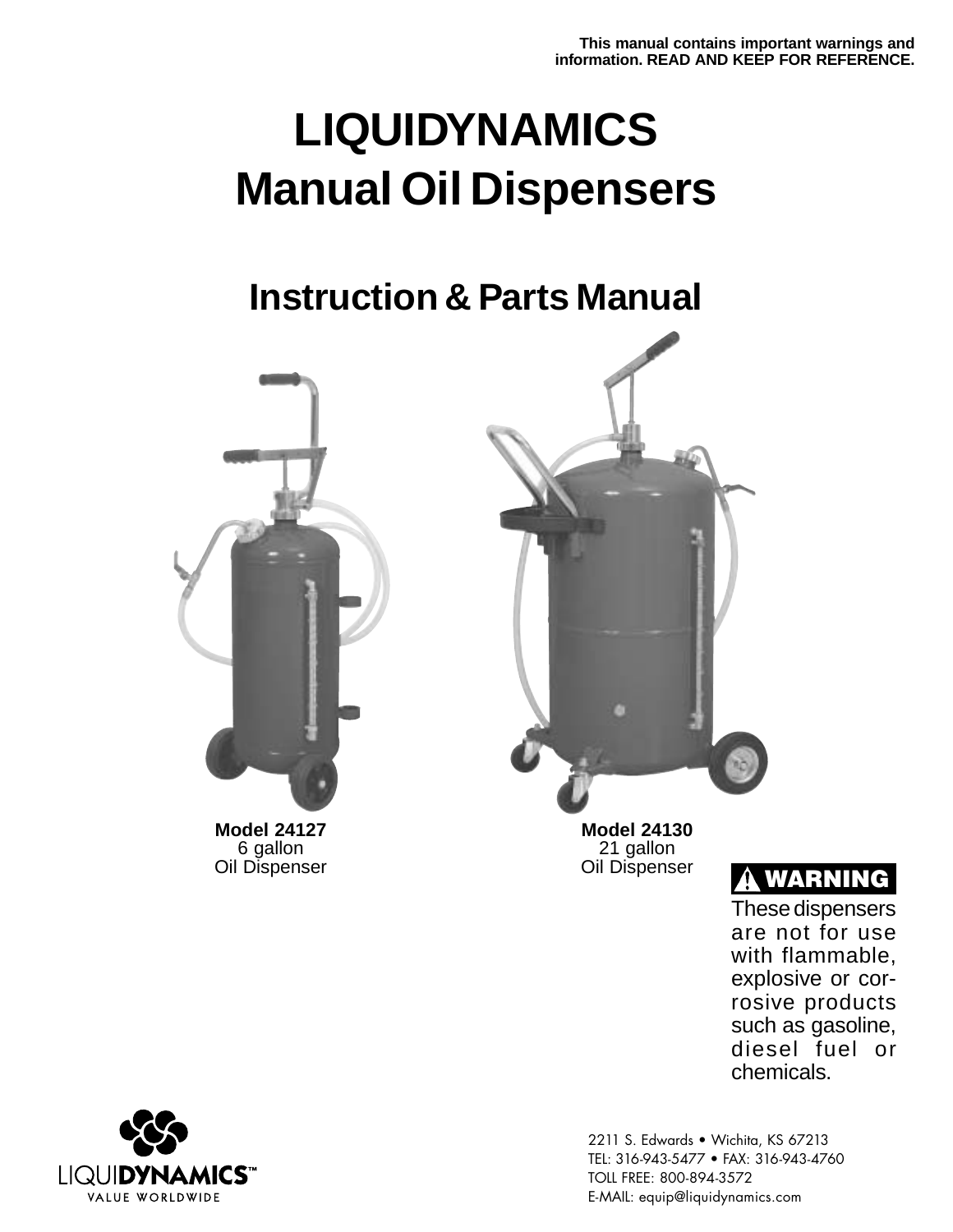**This manual contains important warnings and information. READ AND KEEP FOR REFERENCE.**

# LIQUIDYNAMICS
# Manual Oil Dispensers

## Instruction & Parts Manual

**Model 24127**
6 gallon
Oil Dispenser

**Model 24130**
21 gallon
Oil Dispenser

**⚠ WARNING**

These dispensers are not for use with flammable, explosive or corrosive products such as gasoline, diesel fuel or chemicals.

LIQUIDYNAMICS™
VALUE WORLDWIDE

2211 S. Edwards • Wichita, KS 67213
TEL: 316-943-5477 • FAX: 316-943-4760
TOLL FREE: 800-894-3572
E-MAIL: equip@liquidynamics.com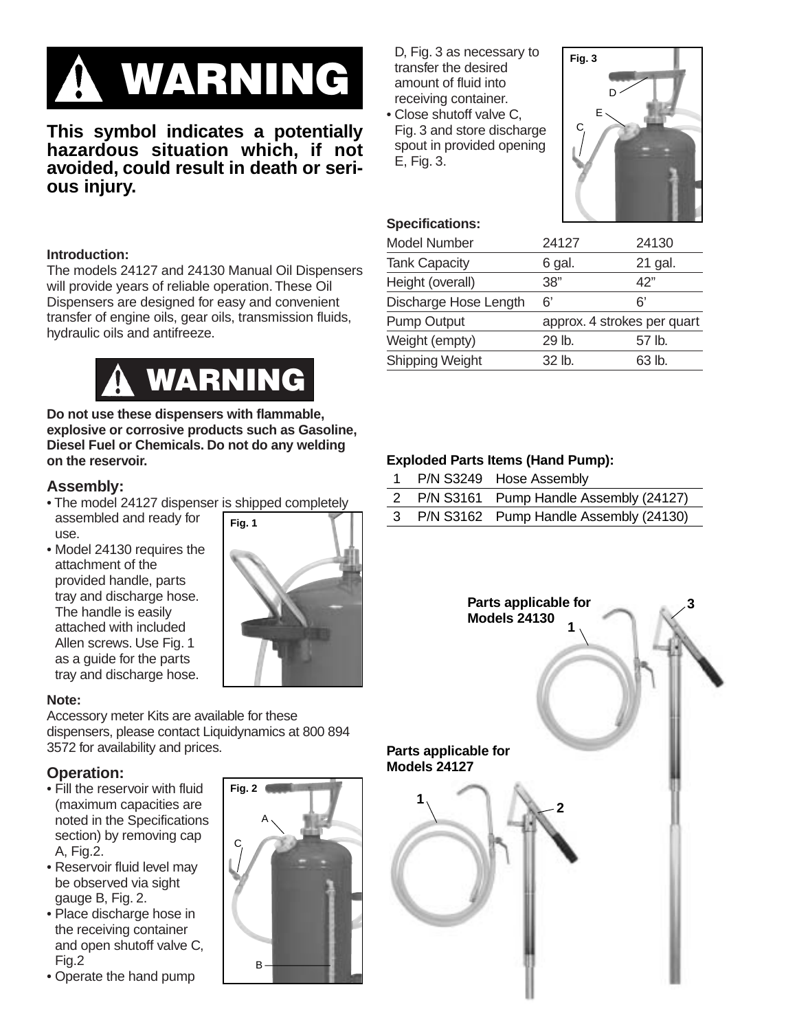# ⚠ WARNING

**This symbol indicates a potentially hazardous situation which, if not avoided, could result in death or serious injury.**

**Introduction:**

The models 24127 and 24130 Manual Oil Dispensers will provide years of reliable operation. These Oil Dispensers are designed for easy and convenient transfer of engine oils, gear oils, transmission fluids, hydraulic oils and antifreeze.

# ⚠ WARNING

**Do not use these dispensers with flammable, explosive or corrosive products such as Gasoline, Diesel Fuel or Chemicals. Do not do any welding on the reservoir.**

## Assembly:

- The model 24127 dispenser is shipped completely assembled and ready for use.
- Model 24130 requires the attachment of the provided handle, parts tray and discharge hose. The handle is easily attached with included Allen screws. Use Fig. 1 as a guide for the parts tray and discharge hose.

Fig. 1

**Note:**

Accessory meter Kits are available for these dispensers, please contact Liquidynamics at 800 894 3572 for availability and prices.

## Operation:

- Fill the reservoir with fluid (maximum capacities are noted in the Specifications section) by removing cap A, Fig.2.
- Reservoir fluid level may be observed via sight gauge B, Fig. 2.
- Place discharge hose in the receiving container and open shutoff valve C, Fig.2
- Operate the hand pump D, Fig. 3 as necessary to transfer the desired amount of fluid into receiving container.
- Close shutoff valve C, Fig. 3 and store discharge spout in provided opening E, Fig. 3.

Fig. 2

Fig. 3

**Specifications:**

| Model Number | 24127 | 24130 |
|---|---|---|
| Tank Capacity | 6 gal. | 21 gal. |
| Height (overall) | 38" | 42" |
| Discharge Hose Length | 6' | 6' |
| Pump Output | approx. 4 strokes per quart | |
| Weight (empty) | 29 lb. | 57 lb. |
| Shipping Weight | 32 lb. | 63 lb. |

**Exploded Parts Items (Hand Pump):**

| | | |
|---|---|---|
| 1 | P/N S3249 | Hose Assembly |
| 2 | P/N S3161 | Pump Handle Assembly (24127) |
| 3 | P/N S3162 | Pump Handle Assembly (24130) |

**Parts applicable for Models 24130**

**Parts applicable for Models 24127**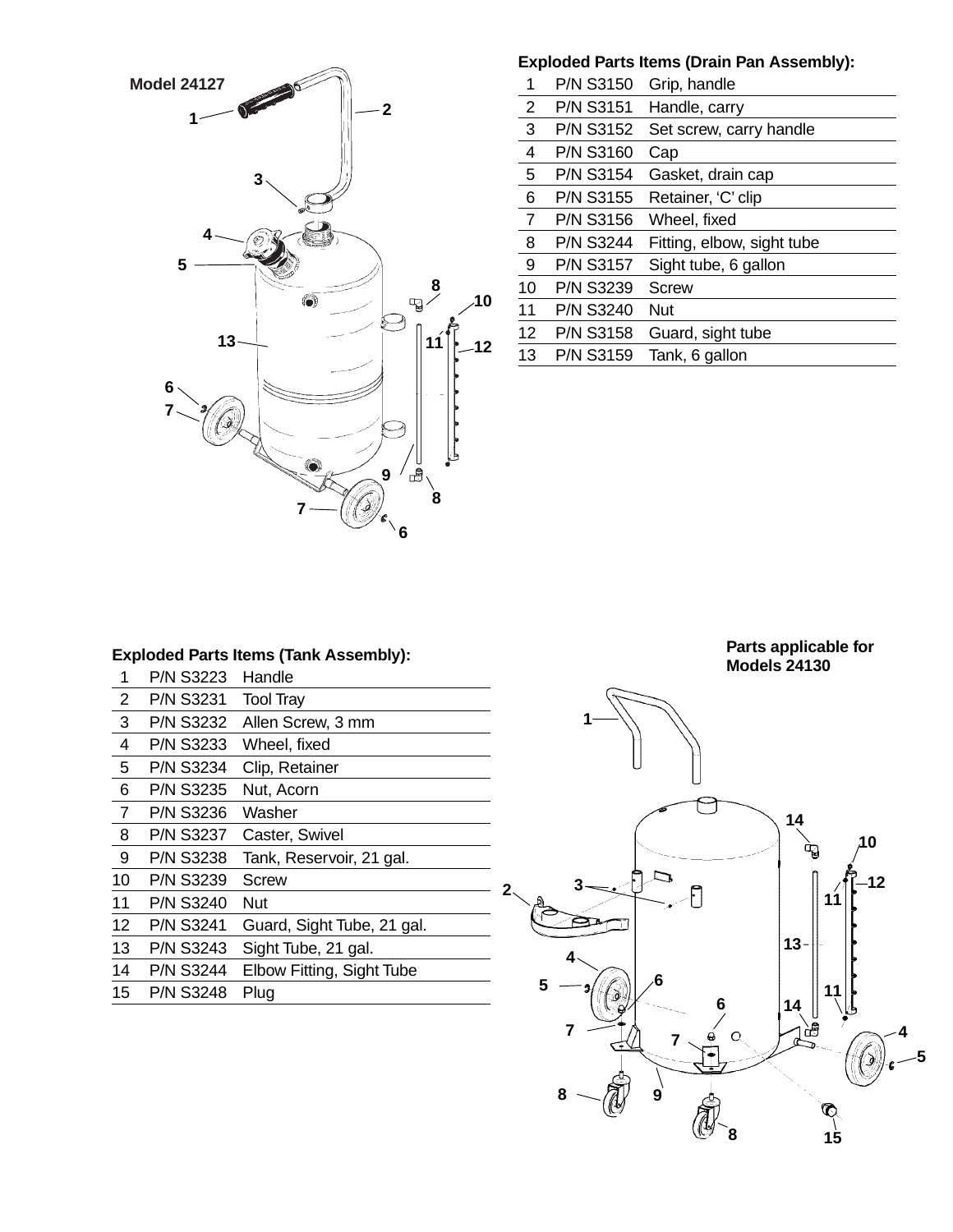Model 24127

**Exploded Parts Items (Drain Pan Assembly):**

| | | |
|---|---|---|
| 1 | P/N S3150 | Grip, handle |
| 2 | P/N S3151 | Handle, carry |
| 3 | P/N S3152 | Set screw, carry handle |
| 4 | P/N S3160 | Cap |
| 5 | P/N S3154 | Gasket, drain cap |
| 6 | P/N S3155 | Retainer, 'C' clip |
| 7 | P/N S3156 | Wheel, fixed |
| 8 | P/N S3244 | Fitting, elbow, sight tube |
| 9 | P/N S3157 | Sight tube, 6 gallon |
| 10 | P/N S3239 | Screw |
| 11 | P/N S3240 | Nut |
| 12 | P/N S3158 | Guard, sight tube |
| 13 | P/N S3159 | Tank, 6 gallon |

**Exploded Parts Items (Tank Assembly):**

| | | |
|---|---|---|
| 1 | P/N S3223 | Handle |
| 2 | P/N S3231 | Tool Tray |
| 3 | P/N S3232 | Allen Screw, 3 mm |
| 4 | P/N S3233 | Wheel, fixed |
| 5 | P/N S3234 | Clip, Retainer |
| 6 | P/N S3235 | Nut, Acorn |
| 7 | P/N S3236 | Washer |
| 8 | P/N S3237 | Caster, Swivel |
| 9 | P/N S3238 | Tank, Reservoir, 21 gal. |
| 10 | P/N S3239 | Screw |
| 11 | P/N S3240 | Nut |
| 12 | P/N S3241 | Guard, Sight Tube, 21 gal. |
| 13 | P/N S3243 | Sight Tube, 21 gal. |
| 14 | P/N S3244 | Elbow Fitting, Sight Tube |
| 15 | P/N S3248 | Plug |

**Parts applicable for Models 24130**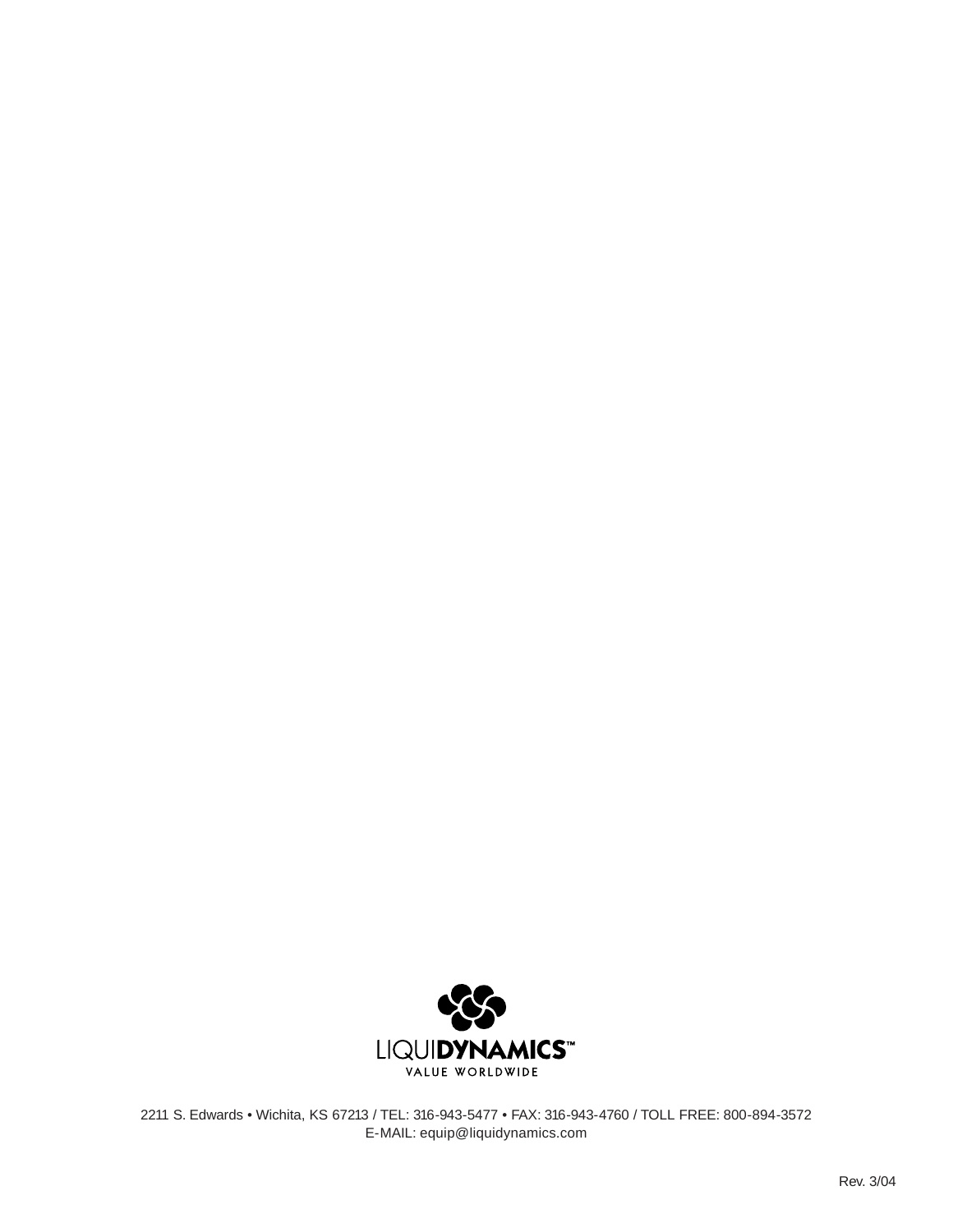LIQUIDYNAMICS™

VALUE WORLDWIDE

2211 S. Edwards • Wichita, KS 67213 / TEL: 316-943-5477 • FAX: 316-943-4760 / TOLL FREE: 800-894-3572
E-MAIL: equip@liquidynamics.com

Rev. 3/04